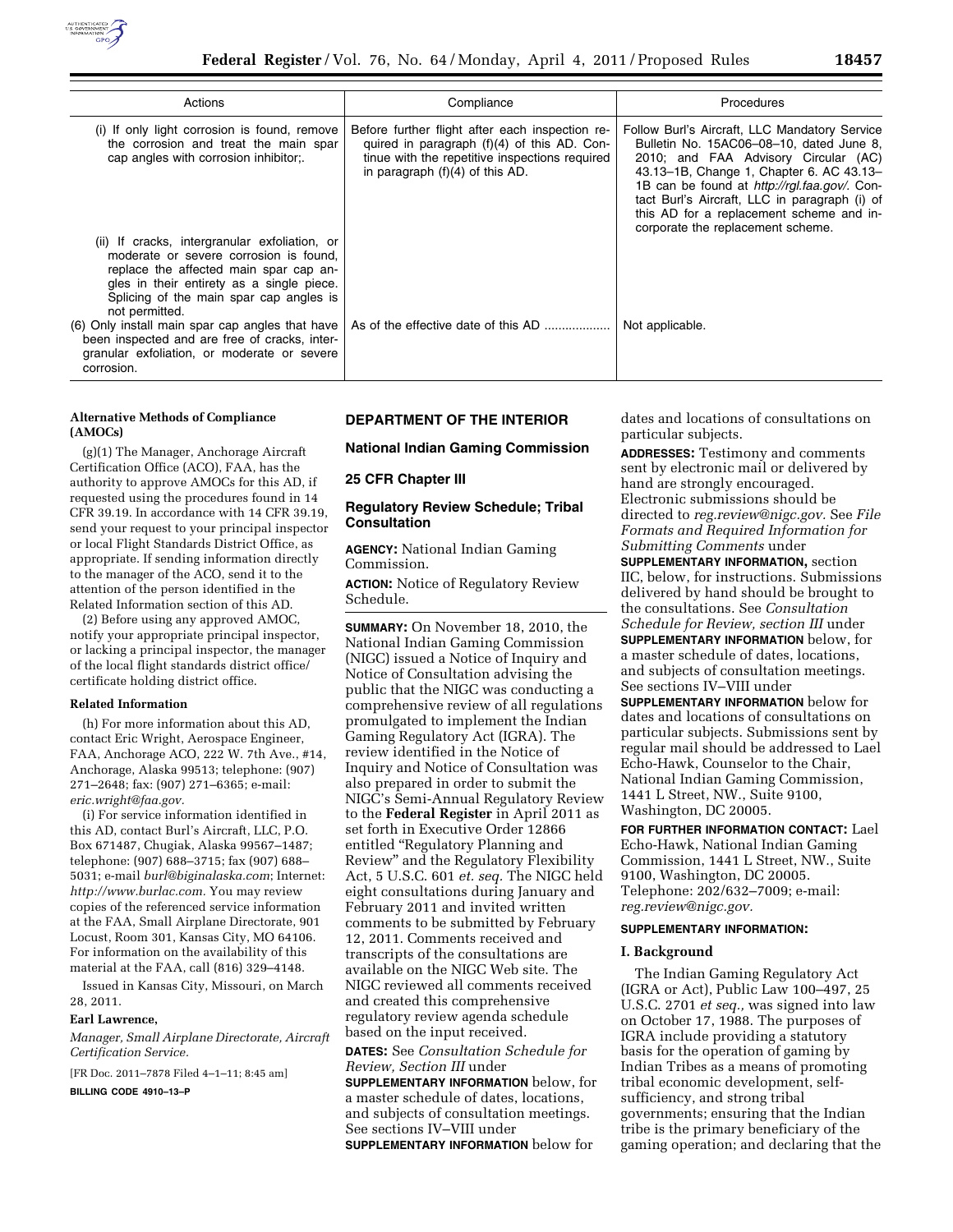| Actions | Compliance | Procedures |
| --- | --- | --- |
| (i) If only light corrosion is found, remove the corrosion and treat the main spar cap angles with corrosion inhibitor;. | Before further flight after each inspection required in paragraph (f)(4) of this AD. Continue with the repetitive inspections required in paragraph (f)(4) of this AD. | Follow Burl's Aircraft, LLC Mandatory Service Bulletin No. 15AC06–08–10, dated June 8, 2010; and FAA Advisory Circular (AC) 43.13–1B, Change 1, Chapter 6. AC 43.13–1B can be found at *http://rgl.faa.gov/.* Contact Burl's Aircraft, LLC in paragraph (i) of this AD for a replacement scheme and incorporate the replacement scheme. |
| (ii) If cracks, intergranular exfoliation, or moderate or severe corrosion is found, replace the affected main spar cap angles in their entirety as a single piece. Splicing of the main spar cap angles is not permitted. | | |
| (6) Only install main spar cap angles that have been inspected and are free of cracks, intergranular exfoliation, or moderate or severe corrosion. | As of the effective date of this AD ................... | Not applicable. |

**Alternative Methods of Compliance (AMOCs)**

(g)(1) The Manager, Anchorage Aircraft Certification Office (ACO), FAA, has the authority to approve AMOCs for this AD, if requested using the procedures found in 14 CFR 39.19. In accordance with 14 CFR 39.19, send your request to your principal inspector or local Flight Standards District Office, as appropriate. If sending information directly to the manager of the ACO, send it to the attention of the person identified in the Related Information section of this AD.

(2) Before using any approved AMOC, notify your appropriate principal inspector, or lacking a principal inspector, the manager of the local flight standards district office/certificate holding district office.

**Related Information**

(h) For more information about this AD, contact Eric Wright, Aerospace Engineer, FAA, Anchorage ACO, 222 W. 7th Ave., #14, Anchorage, Alaska 99513; telephone: (907) 271–2648; fax: (907) 271–6365; e-mail: *eric.wright@faa.gov.*

(i) For service information identified in this AD, contact Burl's Aircraft, LLC, P.O. Box 671487, Chugiak, Alaska 99567–1487; telephone: (907) 688–3715; fax (907) 688–5031; e-mail *burl@biginalaska.com*; Internet: *http://www.burlac.com.* You may review copies of the referenced service information at the FAA, Small Airplane Directorate, 901 Locust, Room 301, Kansas City, MO 64106. For information on the availability of this material at the FAA, call (816) 329–4148.

Issued in Kansas City, Missouri, on March 28, 2011.

**Earl Lawrence,**

*Manager, Small Airplane Directorate, Aircraft Certification Service.*

[FR Doc. 2011–7878 Filed 4–1–11; 8:45 am]

**BILLING CODE 4910–13–P**

## DEPARTMENT OF THE INTERIOR

## National Indian Gaming Commission

## 25 CFR Chapter III

## Regulatory Review Schedule; Tribal Consultation

**AGENCY:** National Indian Gaming Commission.

**ACTION:** Notice of Regulatory Review Schedule.

**SUMMARY:** On November 18, 2010, the National Indian Gaming Commission (NIGC) issued a Notice of Inquiry and Notice of Consultation advising the public that the NIGC was conducting a comprehensive review of all regulations promulgated to implement the Indian Gaming Regulatory Act (IGRA). The review identified in the Notice of Inquiry and Notice of Consultation was also prepared in order to submit the NIGC's Semi-Annual Regulatory Review to the **Federal Register** in April 2011 as set forth in Executive Order 12866 entitled "Regulatory Planning and Review" and the Regulatory Flexibility Act, 5 U.S.C. 601 *et. seq.* The NIGC held eight consultations during January and February 2011 and invited written comments to be submitted by February 12, 2011. Comments received and transcripts of the consultations are available on the NIGC Web site. The NIGC reviewed all comments received and created this comprehensive regulatory review agenda schedule based on the input received.

**DATES:** See *Consultation Schedule for Review, Section III* under **SUPPLEMENTARY INFORMATION** below, for a master schedule of dates, locations, and subjects of consultation meetings. See sections IV–VIII under **SUPPLEMENTARY INFORMATION** below for dates and locations of consultations on particular subjects.

**ADDRESSES:** Testimony and comments sent by electronic mail or delivered by hand are strongly encouraged. Electronic submissions should be directed to *reg.review@nigc.gov.* See *File Formats and Required Information for Submitting Comments* under **SUPPLEMENTARY INFORMATION,** section IIC, below, for instructions. Submissions delivered by hand should be brought to the consultations. See *Consultation Schedule for Review, section III* under **SUPPLEMENTARY INFORMATION** below, for a master schedule of dates, locations, and subjects of consultation meetings. See sections IV–VIII under **SUPPLEMENTARY INFORMATION** below for dates and locations of consultations on particular subjects. Submissions sent by regular mail should be addressed to Lael Echo-Hawk, Counselor to the Chair, National Indian Gaming Commission, 1441 L Street, NW., Suite 9100, Washington, DC 20005.

**FOR FURTHER INFORMATION CONTACT:** Lael Echo-Hawk, National Indian Gaming Commission, 1441 L Street, NW., Suite 9100, Washington, DC 20005. Telephone: 202/632–7009; e-mail: *reg.review@nigc.gov.*

**SUPPLEMENTARY INFORMATION:**

### I. Background

The Indian Gaming Regulatory Act (IGRA or Act), Public Law 100–497, 25 U.S.C. 2701 *et seq.,* was signed into law on October 17, 1988. The purposes of IGRA include providing a statutory basis for the operation of gaming by Indian Tribes as a means of promoting tribal economic development, self-sufficiency, and strong tribal governments; ensuring that the Indian tribe is the primary beneficiary of the gaming operation; and declaring that the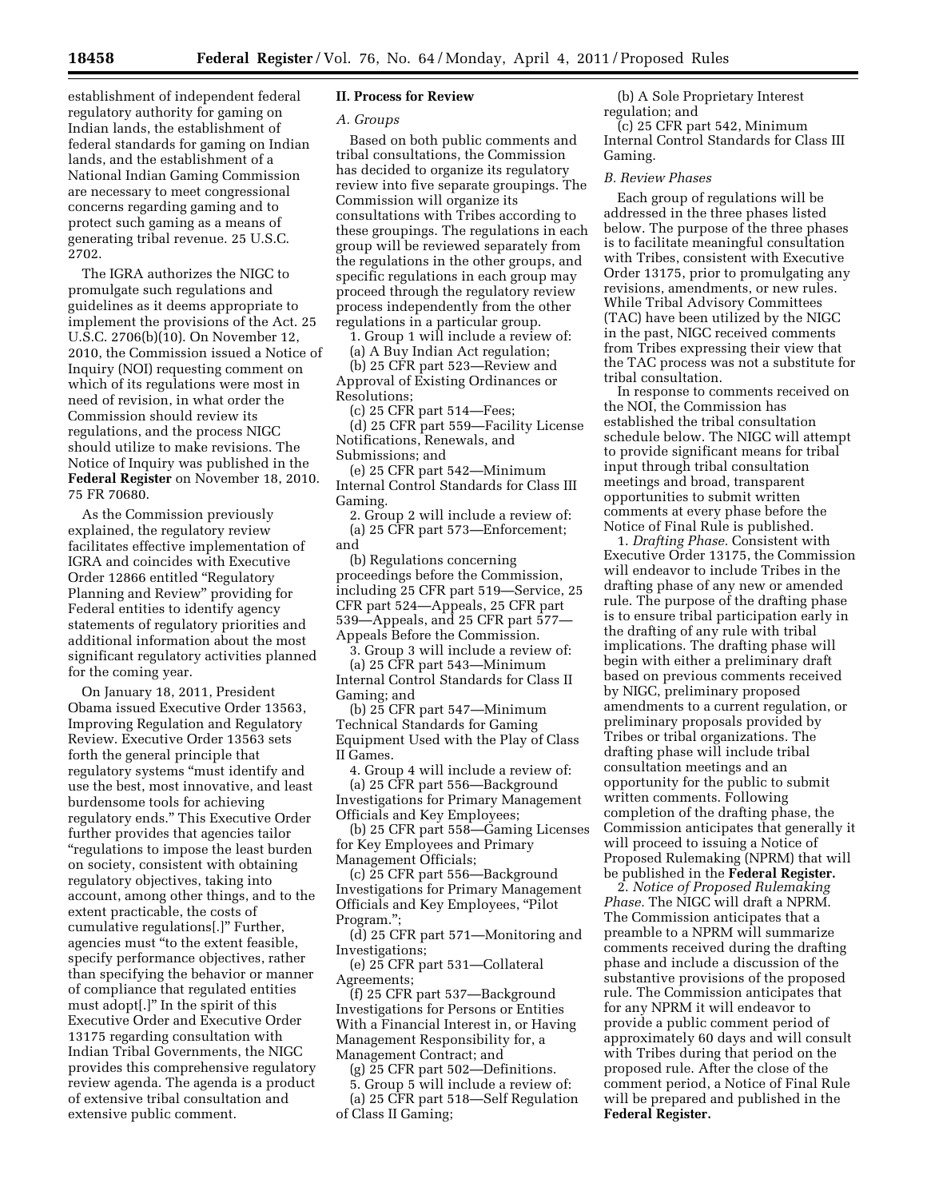establishment of independent federal regulatory authority for gaming on Indian lands, the establishment of federal standards for gaming on Indian lands, and the establishment of a National Indian Gaming Commission are necessary to meet congressional concerns regarding gaming and to protect such gaming as a means of generating tribal revenue. 25 U.S.C. 2702.

The IGRA authorizes the NIGC to promulgate such regulations and guidelines as it deems appropriate to implement the provisions of the Act. 25 U.S.C. 2706(b)(10). On November 12, 2010, the Commission issued a Notice of Inquiry (NOI) requesting comment on which of its regulations were most in need of revision, in what order the Commission should review its regulations, and the process NIGC should utilize to make revisions. The Notice of Inquiry was published in the **Federal Register** on November 18, 2010. 75 FR 70680.

As the Commission previously explained, the regulatory review facilitates effective implementation of IGRA and coincides with Executive Order 12866 entitled "Regulatory Planning and Review" providing for Federal entities to identify agency statements of regulatory priorities and additional information about the most significant regulatory activities planned for the coming year.

On January 18, 2011, President Obama issued Executive Order 13563, Improving Regulation and Regulatory Review. Executive Order 13563 sets forth the general principle that regulatory systems "must identify and use the best, most innovative, and least burdensome tools for achieving regulatory ends." This Executive Order further provides that agencies tailor "regulations to impose the least burden on society, consistent with obtaining regulatory objectives, taking into account, among other things, and to the extent practicable, the costs of cumulative regulations[.]" Further, agencies must "to the extent feasible, specify performance objectives, rather than specifying the behavior or manner of compliance that regulated entities must adopt[.]" In the spirit of this Executive Order and Executive Order 13175 regarding consultation with Indian Tribal Governments, the NIGC provides this comprehensive regulatory review agenda. The agenda is a product of extensive tribal consultation and extensive public comment.

## II. Process for Review

### *A. Groups*

Based on both public comments and tribal consultations, the Commission has decided to organize its regulatory review into five separate groupings. The Commission will organize its consultations with Tribes according to these groupings. The regulations in each group will be reviewed separately from the regulations in the other groups, and specific regulations in each group may proceed through the regulatory review process independently from the other regulations in a particular group.

1. Group 1 will include a review of:
(a) A Buy Indian Act regulation;
(b) 25 CFR part 523—Review and Approval of Existing Ordinances or Resolutions;
(c) 25 CFR part 514—Fees;
(d) 25 CFR part 559—Facility License Notifications, Renewals, and Submissions; and
(e) 25 CFR part 542—Minimum Internal Control Standards for Class III Gaming.

2. Group 2 will include a review of:
(a) 25 CFR part 573—Enforcement; and
(b) Regulations concerning proceedings before the Commission, including 25 CFR part 519—Service, 25 CFR part 524—Appeals, 25 CFR part 539—Appeals, and 25 CFR part 577—Appeals Before the Commission.

3. Group 3 will include a review of:
(a) 25 CFR part 543—Minimum Internal Control Standards for Class II Gaming; and
(b) 25 CFR part 547—Minimum Technical Standards for Gaming Equipment Used with the Play of Class II Games.

4. Group 4 will include a review of:
(a) 25 CFR part 556—Background Investigations for Primary Management Officials and Key Employees;
(b) 25 CFR part 558—Gaming Licenses for Key Employees and Primary Management Officials;
(c) 25 CFR part 556—Background Investigations for Primary Management Officials and Key Employees, "Pilot Program.";
(d) 25 CFR part 571—Monitoring and Investigations;
(e) 25 CFR part 531—Collateral Agreements;
(f) 25 CFR part 537—Background Investigations for Persons or Entities With a Financial Interest in, or Having Management Responsibility for, a Management Contract; and
(g) 25 CFR part 502—Definitions.

5. Group 5 will include a review of:
(a) 25 CFR part 518—Self Regulation of Class II Gaming;
(b) A Sole Proprietary Interest regulation; and
(c) 25 CFR part 542, Minimum Internal Control Standards for Class III Gaming.

### *B. Review Phases*

Each group of regulations will be addressed in the three phases listed below. The purpose of the three phases is to facilitate meaningful consultation with Tribes, consistent with Executive Order 13175, prior to promulgating any revisions, amendments, or new rules. While Tribal Advisory Committees (TAC) have been utilized by the NIGC in the past, NIGC received comments from Tribes expressing their view that the TAC process was not a substitute for tribal consultation.

In response to comments received on the NOI, the Commission has established the tribal consultation schedule below. The NIGC will attempt to provide significant means for tribal input through tribal consultation meetings and broad, transparent opportunities to submit written comments at every phase before the Notice of Final Rule is published.

1. *Drafting Phase.* Consistent with Executive Order 13175, the Commission will endeavor to include Tribes in the drafting phase of any new or amended rule. The purpose of the drafting phase is to ensure tribal participation early in the drafting of any rule with tribal implications. The drafting phase will begin with either a preliminary draft based on previous comments received by NIGC, preliminary proposed amendments to a current regulation, or preliminary proposals provided by Tribes or tribal organizations. The drafting phase will include tribal consultation meetings and an opportunity for the public to submit written comments. Following completion of the drafting phase, the Commission anticipates that generally it will proceed to issuing a Notice of Proposed Rulemaking (NPRM) that will be published in the **Federal Register.**

2. *Notice of Proposed Rulemaking Phase.* The NIGC will draft a NPRM. The Commission anticipates that a preamble to a NPRM will summarize comments received during the drafting phase and include a discussion of the substantive provisions of the proposed rule. The Commission anticipates that for any NPRM it will endeavor to provide a public comment period of approximately 60 days and will consult with Tribes during that period on the proposed rule. After the close of the comment period, a Notice of Final Rule will be prepared and published in the **Federal Register.**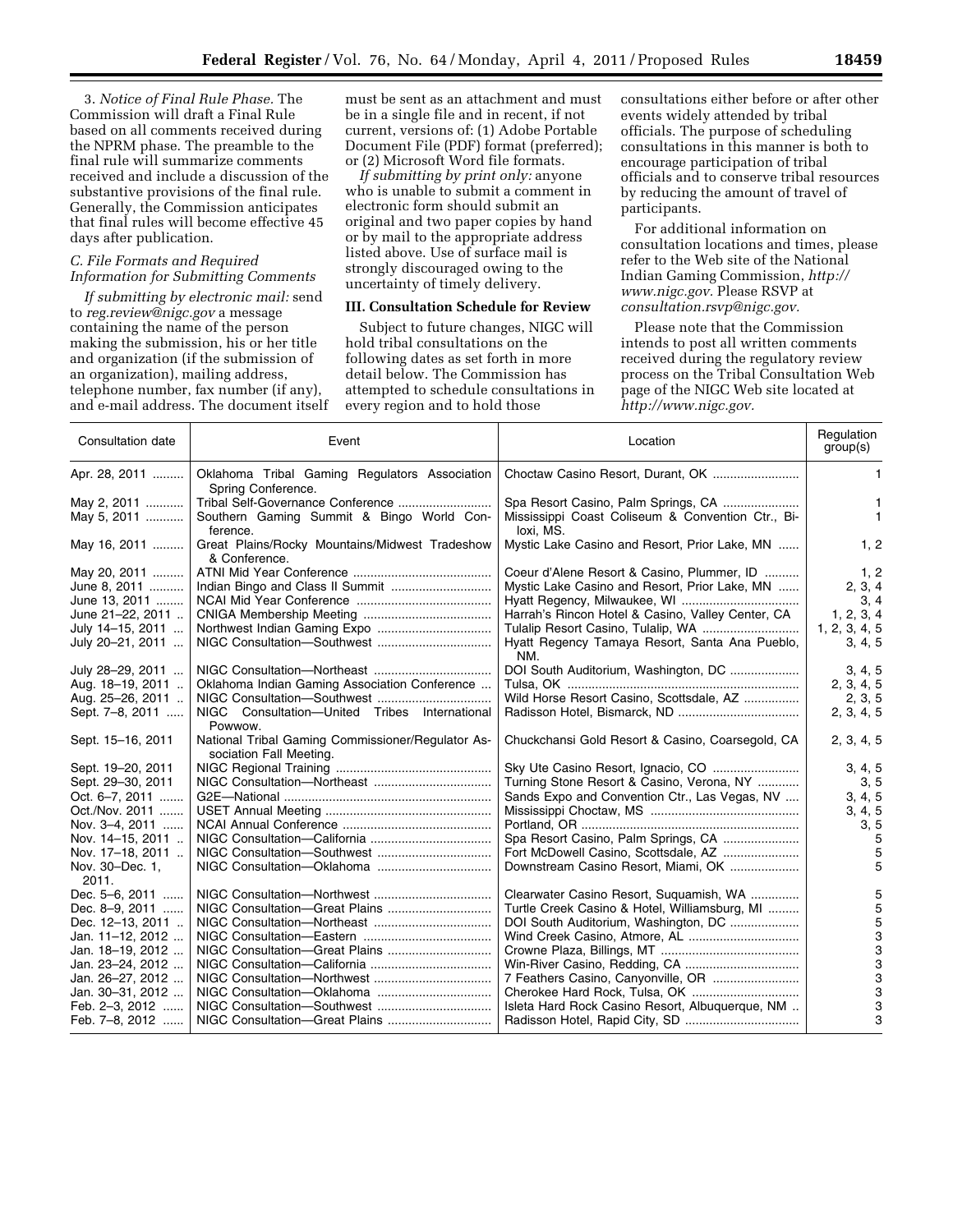3. *Notice of Final Rule Phase.* The Commission will draft a Final Rule based on all comments received during the NPRM phase. The preamble to the final rule will summarize comments received and include a discussion of the substantive provisions of the final rule. Generally, the Commission anticipates that final rules will become effective 45 days after publication.

### C. File Formats and Required Information for Submitting Comments

*If submitting by electronic mail:* send to *reg.review@nigc.gov* a message containing the name of the person making the submission, his or her title and organization (if the submission of an organization), mailing address, telephone number, fax number (if any), and e-mail address. The document itself must be sent as an attachment and must be in a single file and in recent, if not current, versions of: (1) Adobe Portable Document File (PDF) format (preferred); or (2) Microsoft Word file formats.

*If submitting by print only:* anyone who is unable to submit a comment in electronic form should submit an original and two paper copies by hand or by mail to the appropriate address listed above. Use of surface mail is strongly discouraged owing to the uncertainty of timely delivery.

## III. Consultation Schedule for Review

Subject to future changes, NIGC will hold tribal consultations on the following dates as set forth in more detail below. The Commission has attempted to schedule consultations in every region and to hold those consultations either before or after other events widely attended by tribal officials. The purpose of scheduling consultations in this manner is both to encourage participation of tribal officials and to conserve tribal resources by reducing the amount of travel of participants.

For additional information on consultation locations and times, please refer to the Web site of the National Indian Gaming Commission, *http://www.nigc.gov.* Please RSVP at *consultation.rsvp@nigc.gov.*

Please note that the Commission intends to post all written comments received during the regulatory review process on the Tribal Consultation Web page of the NIGC Web site located at *http://www.nigc.gov.*

| Consultation date | Event | Location | Regulation group(s) |
|---|---|---|---|
| Apr. 28, 2011 | Oklahoma Tribal Gaming Regulators Association Spring Conference. | Choctaw Casino Resort, Durant, OK | 1 |
| May 2, 2011 | Tribal Self-Governance Conference | Spa Resort Casino, Palm Springs, CA | 1 |
| May 5, 2011 | Southern Gaming Summit & Bingo World Conference. | Mississippi Coast Coliseum & Convention Ctr., Biloxi, MS. | 1 |
| May 16, 2011 | Great Plains/Rocky Mountains/Midwest Tradeshow & Conference. | Mystic Lake Casino and Resort, Prior Lake, MN | 1, 2 |
| May 20, 2011 | ATNI Mid Year Conference | Coeur d'Alene Resort & Casino, Plummer, ID | 1, 2 |
| June 8, 2011 | Indian Bingo and Class II Summit | Mystic Lake Casino and Resort, Prior Lake, MN | 2, 3, 4 |
| June 13, 2011 | NCAI Mid Year Conference | Hyatt Regency, Milwaukee, WI | 3, 4 |
| June 21–22, 2011 | CNIGA Membership Meeting | Harrah's Rincon Hotel & Casino, Valley Center, CA | 1, 2, 3, 4 |
| July 14–15, 2011 | Northwest Indian Gaming Expo | Tulalip Resort Casino, Tulalip, WA | 1, 2, 3, 4, 5 |
| July 20–21, 2011 | NIGC Consultation—Southwest | Hyatt Regency Tamaya Resort, Santa Ana Pueblo, NM. | 3, 4, 5 |
| July 28–29, 2011 | NIGC Consultation—Northeast | DOI South Auditorium, Washington, DC | 3, 4, 5 |
| Aug. 18–19, 2011 | Oklahoma Indian Gaming Association Conference | Tulsa, OK | 2, 3, 4, 5 |
| Aug. 25–26, 2011 | NIGC Consultation—Southwest | Wild Horse Resort Casino, Scottsdale, AZ | 2, 3, 5 |
| Sept. 7–8, 2011 | NIGC Consultation—United Tribes International Powwow. | Radisson Hotel, Bismarck, ND | 2, 3, 4, 5 |
| Sept. 15–16, 2011 | National Tribal Gaming Commissioner/Regulator Association Fall Meeting. | Chuckchansi Gold Resort & Casino, Coarsegold, CA | 2, 3, 4, 5 |
| Sept. 19–20, 2011 | NIGC Regional Training | Sky Ute Casino Resort, Ignacio, CO | 3, 4, 5 |
| Sept. 29–30, 2011 | NIGC Consultation—Northeast | Turning Stone Resort & Casino, Verona, NY | 3, 5 |
| Oct. 6–7, 2011 | G2E—National | Sands Expo and Convention Ctr., Las Vegas, NV | 3, 4, 5 |
| Oct./Nov. 2011 | USET Annual Meeting | Mississippi Choctaw, MS | 3, 4, 5 |
| Nov. 3–4, 2011 | NCAI Annual Conference | Portland, OR | 3, 5 |
| Nov. 14–15, 2011 | NIGC Consultation—California | Spa Resort Casino, Palm Springs, CA | 5 |
| Nov. 17–18, 2011 | NIGC Consultation—Southwest | Fort McDowell Casino, Scottsdale, AZ | 5 |
| Nov. 30–Dec. 1, 2011. | NIGC Consultation—Oklahoma | Downstream Casino Resort, Miami, OK | 5 |
| Dec. 5–6, 2011 | NIGC Consultation—Northwest | Clearwater Casino Resort, Suquamish, WA | 5 |
| Dec. 8–9, 2011 | NIGC Consultation—Great Plains | Turtle Creek Casino & Hotel, Williamsburg, MI | 5 |
| Dec. 12–13, 2011 | NIGC Consultation—Northeast | DOI South Auditorium, Washington, DC | 5 |
| Jan. 11–12, 2012 | NIGC Consultation—Eastern | Wind Creek Casino, Atmore, AL | 3 |
| Jan. 18–19, 2012 | NIGC Consultation—Great Plains | Crowne Plaza, Billings, MT | 3 |
| Jan. 23–24, 2012 | NIGC Consultation—California | Win-River Casino, Redding, CA | 3 |
| Jan. 26–27, 2012 | NIGC Consultation—Northwest | 7 Feathers Casino, Canyonville, OR | 3 |
| Jan. 30–31, 2012 | NIGC Consultation—Oklahoma | Cherokee Hard Rock, Tulsa, OK | 3 |
| Feb. 2–3, 2012 | NIGC Consultation—Southwest | Isleta Hard Rock Casino Resort, Albuquerque, NM | 3 |
| Feb. 7–8, 2012 | NIGC Consultation—Great Plains | Radisson Hotel, Rapid City, SD | 3 |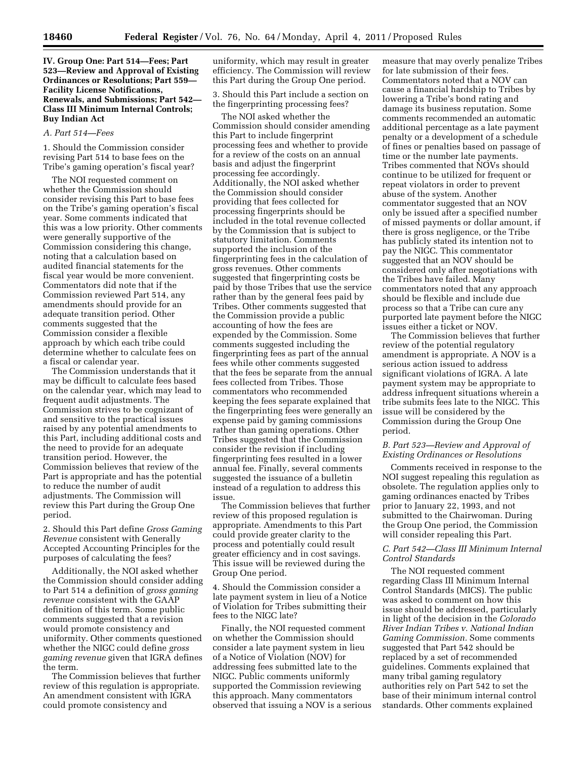## IV. Group One: Part 514—Fees; Part 523—Review and Approval of Existing Ordinances or Resolutions; Part 559—Facility License Notifications, Renewals, and Submissions; Part 542—Class III Minimum Internal Controls; Buy Indian Act

### A. Part 514—Fees

1. Should the Commission consider revising Part 514 to base fees on the Tribe's gaming operation's fiscal year?

The NOI requested comment on whether the Commission should consider revising this Part to base fees on the Tribe's gaming operation's fiscal year. Some comments indicated that this was a low priority. Other comments were generally supportive of the Commission considering this change, noting that a calculation based on audited financial statements for the fiscal year would be more convenient. Commentators did note that if the Commission reviewed Part 514, any amendments should provide for an adequate transition period. Other comments suggested that the Commission consider a flexible approach by which each tribe could determine whether to calculate fees on a fiscal or calendar year.

The Commission understands that it may be difficult to calculate fees based on the calendar year, which may lead to frequent audit adjustments. The Commission strives to be cognizant of and sensitive to the practical issues raised by any potential amendments to this Part, including additional costs and the need to provide for an adequate transition period. However, the Commission believes that review of the Part is appropriate and has the potential to reduce the number of audit adjustments. The Commission will review this Part during the Group One period.

2. Should this Part define *Gross Gaming Revenue* consistent with Generally Accepted Accounting Principles for the purposes of calculating the fees?

Additionally, the NOI asked whether the Commission should consider adding to Part 514 a definition of *gross gaming revenue* consistent with the GAAP definition of this term. Some public comments suggested that a revision would promote consistency and uniformity. Other comments questioned whether the NIGC could define *gross gaming revenue* given that IGRA defines the term.

The Commission believes that further review of this regulation is appropriate. An amendment consistent with IGRA could promote consistency and uniformity, which may result in greater efficiency. The Commission will review this Part during the Group One period.

3. Should this Part include a section on the fingerprinting processing fees?

The NOI asked whether the Commission should consider amending this Part to include fingerprint processing fees and whether to provide for a review of the costs on an annual basis and adjust the fingerprint processing fee accordingly. Additionally, the NOI asked whether the Commission should consider providing that fees collected for processing fingerprints should be included in the total revenue collected by the Commission that is subject to statutory limitation. Comments supported the inclusion of the fingerprinting fees in the calculation of gross revenues. Other comments suggested that fingerprinting costs be paid by those Tribes that use the service rather than by the general fees paid by Tribes. Other comments suggested that the Commission provide a public accounting of how the fees are expended by the Commission. Some comments suggested including the fingerprinting fees as part of the annual fees while other comments suggested that the fees be separate from the annual fees collected from Tribes. Those commentators who recommended keeping the fees separate explained that the fingerprinting fees were generally an expense paid by gaming commissions rather than gaming operations. Other Tribes suggested that the Commission consider the revision if including fingerprinting fees resulted in a lower annual fee. Finally, several comments suggested the issuance of a bulletin instead of a regulation to address this issue.

The Commission believes that further review of this proposed regulation is appropriate. Amendments to this Part could provide greater clarity to the process and potentially could result greater efficiency and in cost savings. This issue will be reviewed during the Group One period.

4. Should the Commission consider a late payment system in lieu of a Notice of Violation for Tribes submitting their fees to the NIGC late?

Finally, the NOI requested comment on whether the Commission should consider a late payment system in lieu of a Notice of Violation (NOV) for addressing fees submitted late to the NIGC. Public comments uniformly supported the Commission reviewing this approach. Many commentators observed that issuing a NOV is a serious measure that may overly penalize Tribes for late submission of their fees. Commentators noted that a NOV can cause a financial hardship to Tribes by lowering a Tribe's bond rating and damage its business reputation. Some comments recommended an automatic additional percentage as a late payment penalty or a development of a schedule of fines or penalties based on passage of time or the number late payments. Tribes commented that NOVs should continue to be utilized for frequent or repeat violators in order to prevent abuse of the system. Another commentator suggested that an NOV only be issued after a specified number of missed payments or dollar amount, if there is gross negligence, or the Tribe has publicly stated its intention not to pay the NIGC. This commentator suggested that an NOV should be considered only after negotiations with the Tribes have failed. Many commentators noted that any approach should be flexible and include due process so that a Tribe can cure any purported late payment before the NIGC issues either a ticket or NOV.

The Commission believes that further review of the potential regulatory amendment is appropriate. A NOV is a serious action issued to address significant violations of IGRA. A late payment system may be appropriate to address infrequent situations wherein a tribe submits fees late to the NIGC. This issue will be considered by the Commission during the Group One period.

### B. Part 523—Review and Approval of Existing Ordinances or Resolutions

Comments received in response to the NOI suggest repealing this regulation as obsolete. The regulation applies only to gaming ordinances enacted by Tribes prior to January 22, 1993, and not submitted to the Chairwoman. During the Group One period, the Commission will consider repealing this Part.

### C. Part 542—Class III Minimum Internal Control Standards

The NOI requested comment regarding Class III Minimum Internal Control Standards (MICS). The public was asked to comment on how this issue should be addressed, particularly in light of the decision in the *Colorado River Indian Tribes v. National Indian Gaming Commission.* Some comments suggested that Part 542 should be replaced by a set of recommended guidelines. Comments explained that many tribal gaming regulatory authorities rely on Part 542 to set the base of their minimum internal control standards. Other comments explained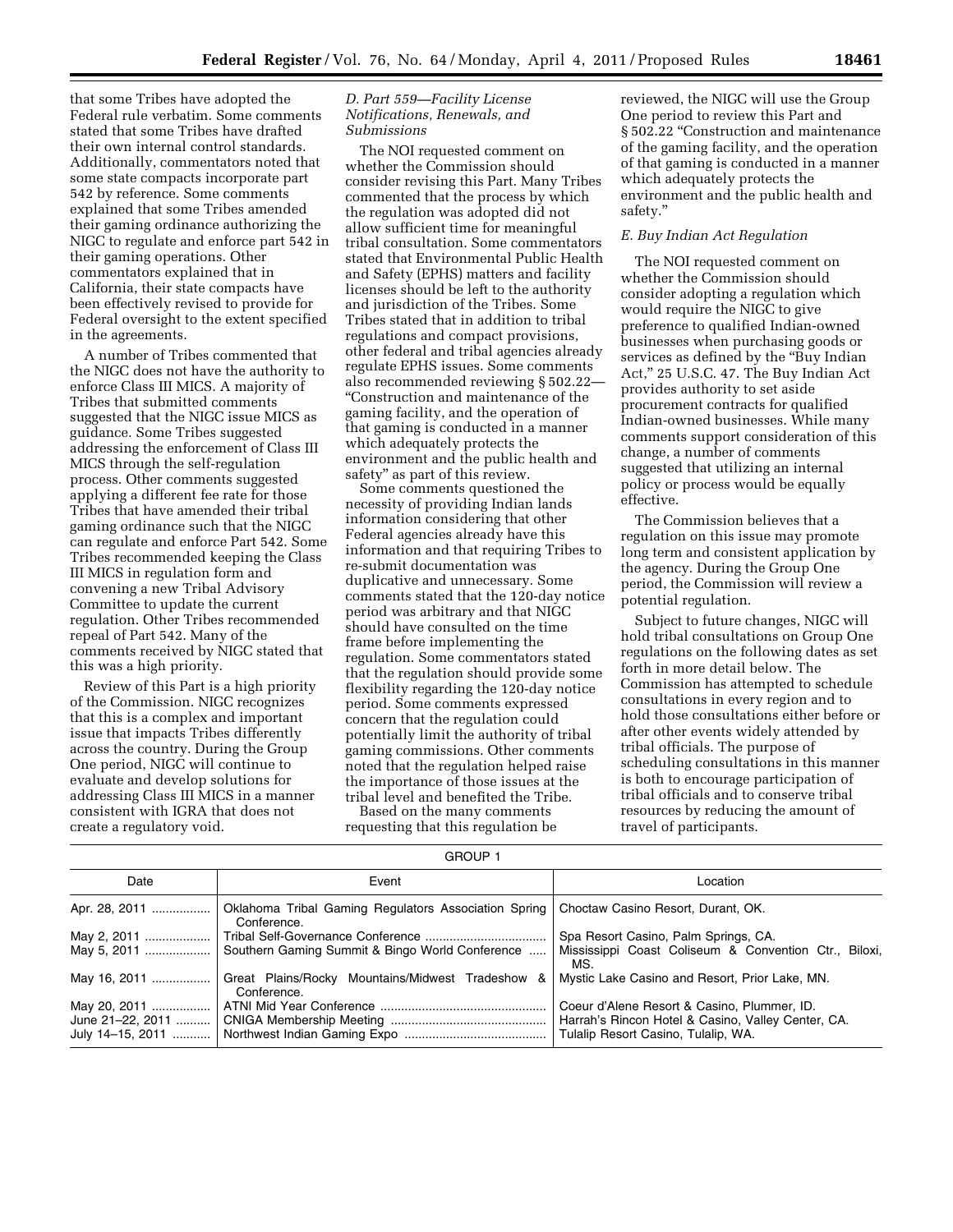that some Tribes have adopted the Federal rule verbatim. Some comments stated that some Tribes have drafted their own internal control standards. Additionally, commentators noted that some state compacts incorporate part 542 by reference. Some comments explained that some Tribes amended their gaming ordinance authorizing the NIGC to regulate and enforce part 542 in their gaming operations. Other commentators explained that in California, their state compacts have been effectively revised to provide for Federal oversight to the extent specified in the agreements.

A number of Tribes commented that the NIGC does not have the authority to enforce Class III MICS. A majority of Tribes that submitted comments suggested that the NIGC issue MICS as guidance. Some Tribes suggested addressing the enforcement of Class III MICS through the self-regulation process. Other comments suggested applying a different fee rate for those Tribes that have amended their tribal gaming ordinance such that the NIGC can regulate and enforce Part 542. Some Tribes recommended keeping the Class III MICS in regulation form and convening a new Tribal Advisory Committee to update the current regulation. Other Tribes recommended repeal of Part 542. Many of the comments received by NIGC stated that this was a high priority.

Review of this Part is a high priority of the Commission. NIGC recognizes that this is a complex and important issue that impacts Tribes differently across the country. During the Group One period, NIGC will continue to evaluate and develop solutions for addressing Class III MICS in a manner consistent with IGRA that does not create a regulatory void.

### *D. Part 559—Facility License Notifications, Renewals, and Submissions*

The NOI requested comment on whether the Commission should consider revising this Part. Many Tribes commented that the process by which the regulation was adopted did not allow sufficient time for meaningful tribal consultation. Some commentators stated that Environmental Public Health and Safety (EPHS) matters and facility licenses should be left to the authority and jurisdiction of the Tribes. Some Tribes stated that in addition to tribal regulations and compact provisions, other federal and tribal agencies already regulate EPHS issues. Some comments also recommended reviewing § 502.22—"Construction and maintenance of the gaming facility, and the operation of that gaming is conducted in a manner which adequately protects the environment and the public health and safety" as part of this review.

Some comments questioned the necessity of providing Indian lands information considering that other Federal agencies already have this information and that requiring Tribes to re-submit documentation was duplicative and unnecessary. Some comments stated that the 120-day notice period was arbitrary and that NIGC should have consulted on the time frame before implementing the regulation. Some commentators stated that the regulation should provide some flexibility regarding the 120-day notice period. Some comments expressed concern that the regulation could potentially limit the authority of tribal gaming commissions. Other comments noted that the regulation helped raise the importance of those issues at the tribal level and benefited the Tribe.

Based on the many comments requesting that this regulation be reviewed, the NIGC will use the Group One period to review this Part and § 502.22 "Construction and maintenance of the gaming facility, and the operation of that gaming is conducted in a manner which adequately protects the environment and the public health and safety."

### *E. Buy Indian Act Regulation*

The NOI requested comment on whether the Commission should consider adopting a regulation which would require the NIGC to give preference to qualified Indian-owned businesses when purchasing goods or services as defined by the "Buy Indian Act," 25 U.S.C. 47. The Buy Indian Act provides authority to set aside procurement contracts for qualified Indian-owned businesses. While many comments support consideration of this change, a number of comments suggested that utilizing an internal policy or process would be equally effective.

The Commission believes that a regulation on this issue may promote long term and consistent application by the agency. During the Group One period, the Commission will review a potential regulation.

Subject to future changes, NIGC will hold tribal consultations on Group One regulations on the following dates as set forth in more detail below. The Commission has attempted to schedule consultations in every region and to hold those consultations either before or after other events widely attended by tribal officials. The purpose of scheduling consultations in this manner is both to encourage participation of tribal officials and to conserve tribal resources by reducing the amount of travel of participants.

GROUP 1

| Date | Event | Location |
|---|---|---|
| Apr. 28, 2011 | Oklahoma Tribal Gaming Regulators Association Spring Conference. | Choctaw Casino Resort, Durant, OK. |
| May 2, 2011 | Tribal Self-Governance Conference | Spa Resort Casino, Palm Springs, CA. |
| May 5, 2011 | Southern Gaming Summit & Bingo World Conference | Mississippi Coast Coliseum & Convention Ctr., Biloxi, MS. |
| May 16, 2011 | Great Plains/Rocky Mountains/Midwest Tradeshow & Conference. | Mystic Lake Casino and Resort, Prior Lake, MN. |
| May 20, 2011 | ATNI Mid Year Conference | Coeur d'Alene Resort & Casino, Plummer, ID. |
| June 21–22, 2011 | CNIGA Membership Meeting | Harrah's Rincon Hotel & Casino, Valley Center, CA. |
| July 14–15, 2011 | Northwest Indian Gaming Expo | Tulalip Resort Casino, Tulalip, WA. |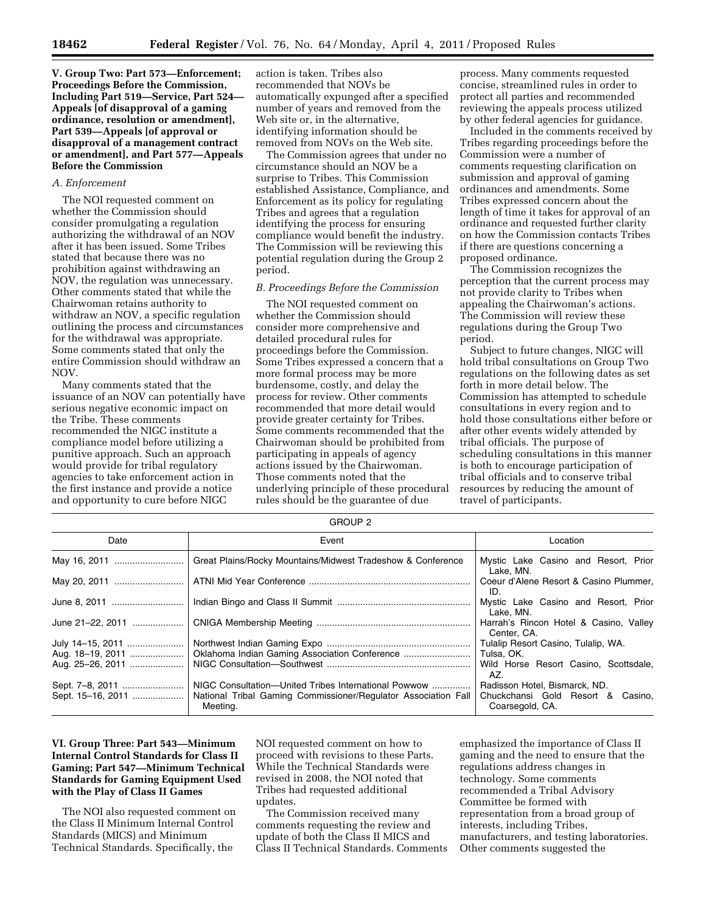**V. Group Two: Part 573—Enforcement; Proceedings Before the Commission, Including Part 519—Service, Part 524—Appeals [of disapproval of a gaming ordinance, resolution or amendment], Part 539—Appeals [of approval or disapproval of a management contract or amendment], and Part 577—Appeals Before the Commission**

*A. Enforcement*

The NOI requested comment on whether the Commission should consider promulgating a regulation authorizing the withdrawal of an NOV after it has been issued. Some Tribes stated that because there was no prohibition against withdrawing an NOV, the regulation was unnecessary. Other comments stated that while the Chairwoman retains authority to withdraw an NOV, a specific regulation outlining the process and circumstances for the withdrawal was appropriate. Some comments stated that only the entire Commission should withdraw an NOV.

Many comments stated that the issuance of an NOV can potentially have serious negative economic impact on the Tribe. These comments recommended the NIGC institute a compliance model before utilizing a punitive approach. Such an approach would provide for tribal regulatory agencies to take enforcement action in the first instance and provide a notice and opportunity to cure before NIGC action is taken. Tribes also recommended that NOVs be automatically expunged after a specified number of years and removed from the Web site or, in the alternative, identifying information should be removed from NOVs on the Web site.

The Commission agrees that under no circumstance should an NOV be a surprise to Tribes. This Commission established Assistance, Compliance, and Enforcement as its policy for regulating Tribes and agrees that a regulation identifying the process for ensuring compliance would benefit the industry. The Commission will be reviewing this potential regulation during the Group 2 period.

*B. Proceedings Before the Commission*

The NOI requested comment on whether the Commission should consider more comprehensive and detailed procedural rules for proceedings before the Commission. Some Tribes expressed a concern that a more formal process may be more burdensome, costly, and delay the process for review. Other comments recommended that more detail would provide greater certainty for Tribes. Some comments recommended that the Chairwoman should be prohibited from participating in appeals of agency actions issued by the Chairwoman. Those comments noted that the underlying principle of these procedural rules should be the guarantee of due process. Many comments requested concise, streamlined rules in order to protect all parties and recommended reviewing the appeals process utilized by other federal agencies for guidance.

Included in the comments received by Tribes regarding proceedings before the Commission were a number of comments requesting clarification on submission and approval of gaming ordinances and amendments. Some Tribes expressed concern about the length of time it takes for approval of an ordinance and requested further clarity on how the Commission contacts Tribes if there are questions concerning a proposed ordinance.

The Commission recognizes the perception that the current process may not provide clarity to Tribes when appealing the Chairwoman's actions. The Commission will review these regulations during the Group Two period.

Subject to future changes, NIGC will hold tribal consultations on Group Two regulations on the following dates as set forth in more detail below. The Commission has attempted to schedule consultations in every region and to hold those consultations either before or after other events widely attended by tribal officials. The purpose of scheduling consultations in this manner is both to encourage participation of tribal officials and to conserve tribal resources by reducing the amount of travel of participants.

GROUP 2

| Date | Event | Location |
|---|---|---|
| May 16, 2011 | Great Plains/Rocky Mountains/Midwest Tradeshow & Conference | Mystic Lake Casino and Resort, Prior Lake, MN. |
| May 20, 2011 | ATNI Mid Year Conference | Coeur d'Alene Resort & Casino Plummer, ID. |
| June 8, 2011 | Indian Bingo and Class II Summit | Mystic Lake Casino and Resort, Prior Lake, MN. |
| June 21–22, 2011 | CNIGA Membership Meeting | Harrah's Rincon Hotel & Casino, Valley Center, CA. |
| July 14–15, 2011 | Northwest Indian Gaming Expo | Tulalip Resort Casino, Tulalip, WA. |
| Aug. 18–19, 2011 | Oklahoma Indian Gaming Association Conference | Tulsa, OK. |
| Aug. 25–26, 2011 | NIGC Consultation—Southwest | Wild Horse Resort Casino, Scottsdale, AZ. |
| Sept. 7–8, 2011 | NIGC Consultation—United Tribes International Powwow | Radisson Hotel, Bismarck, ND. |
| Sept. 15–16, 2011 | National Tribal Gaming Commissioner/Regulator Association Fall Meeting. | Chuckchansi Gold Resort & Casino, Coarsegold, CA. |

**VI. Group Three: Part 543—Minimum Internal Control Standards for Class II Gaming; Part 547—Minimum Technical Standards for Gaming Equipment Used with the Play of Class II Games**

The NOI also requested comment on the Class II Minimum Internal Control Standards (MICS) and Minimum Technical Standards. Specifically, the NOI requested comment on how to proceed with revisions to these Parts. While the Technical Standards were revised in 2008, the NOI noted that Tribes had requested additional updates.

The Commission received many comments requesting the review and update of both the Class II MICS and Class II Technical Standards. Comments emphasized the importance of Class II gaming and the need to ensure that the regulations address changes in technology. Some comments recommended a Tribal Advisory Committee be formed with representation from a broad group of interests, including Tribes, manufacturers, and testing laboratories. Other comments suggested the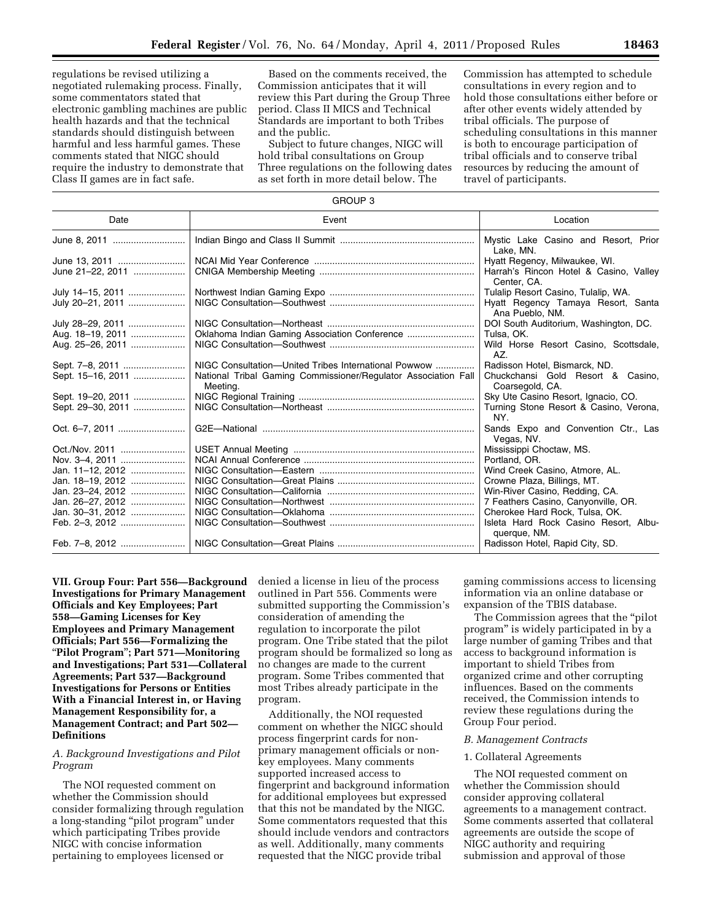regulations be revised utilizing a negotiated rulemaking process. Finally, some commentators stated that electronic gambling machines are public health hazards and that the technical standards should distinguish between harmful and less harmful games. These comments stated that NIGC should require the industry to demonstrate that Class II games are in fact safe.

Based on the comments received, the Commission anticipates that it will review this Part during the Group Three period. Class II MICS and Technical Standards are important to both Tribes and the public.

Subject to future changes, NIGC will hold tribal consultations on Group Three regulations on the following dates as set forth in more detail below. The Commission has attempted to schedule consultations in every region and to hold those consultations either before or after other events widely attended by tribal officials. The purpose of scheduling consultations in this manner is both to encourage participation of tribal officials and to conserve tribal resources by reducing the amount of travel of participants.

GROUP 3

| Date | Event | Location |
|---|---|---|
| June 8, 2011 | Indian Bingo and Class II Summit | Mystic Lake Casino and Resort, Prior Lake, MN. |
| June 13, 2011 | NCAI Mid Year Conference | Hyatt Regency, Milwaukee, WI. |
| June 21–22, 2011 | CNIGA Membership Meeting | Harrah's Rincon Hotel & Casino, Valley Center, CA. |
| July 14–15, 2011 | Northwest Indian Gaming Expo | Tulalip Resort Casino, Tulalip, WA. |
| July 20–21, 2011 | NIGC Consultation—Southwest | Hyatt Regency Tamaya Resort, Santa Ana Pueblo, NM. |
| July 28–29, 2011 | NIGC Consultation—Northeast | DOI South Auditorium, Washington, DC. |
| Aug. 18–19, 2011 | Oklahoma Indian Gaming Association Conference | Tulsa, OK. |
| Aug. 25–26, 2011 | NIGC Consultation—Southwest | Wild Horse Resort Casino, Scottsdale, AZ. |
| Sept. 7–8, 2011 | NIGC Consultation—United Tribes International Powwow | Radisson Hotel, Bismarck, ND. |
| Sept. 15–16, 2011 | National Tribal Gaming Commissioner/Regulator Association Fall Meeting. | Chuckchansi Gold Resort & Casino, Coarsegold, CA. |
| Sept. 19–20, 2011 | NIGC Regional Training | Sky Ute Casino Resort, Ignacio, CO. |
| Sept. 29–30, 2011 | NIGC Consultation—Northeast | Turning Stone Resort & Casino, Verona, NY. |
| Oct. 6–7, 2011 | G2E—National | Sands Expo and Convention Ctr., Las Vegas, NV. |
| Oct./Nov. 2011 | USET Annual Meeting | Mississippi Choctaw, MS. |
| Nov. 3–4, 2011 | NCAI Annual Conference | Portland, OR. |
| Jan. 11–12, 2012 | NIGC Consultation—Eastern | Wind Creek Casino, Atmore, AL. |
| Jan. 18–19, 2012 | NIGC Consultation—Great Plains | Crowne Plaza, Billings, MT. |
| Jan. 23–24, 2012 | NIGC Consultation—California | Win-River Casino, Redding, CA. |
| Jan. 26–27, 2012 | NIGC Consultation—Northwest | 7 Feathers Casino, Canyonville, OR. |
| Jan. 30–31, 2012 | NIGC Consultation—Oklahoma | Cherokee Hard Rock, Tulsa, OK. |
| Feb. 2–3, 2012 | NIGC Consultation—Southwest | Isleta Hard Rock Casino Resort, Albuquerque, NM. |
| Feb. 7–8, 2012 | NIGC Consultation—Great Plains | Radisson Hotel, Rapid City, SD. |

## VII. Group Four: Part 556—Background Investigations for Primary Management Officials and Key Employees; Part 558—Gaming Licenses for Key Employees and Primary Management Officials; Part 556—Formalizing the "Pilot Program"; Part 571—Monitoring and Investigations; Part 531—Collateral Agreements; Part 537—Background Investigations for Persons or Entities With a Financial Interest in, or Having Management Responsibility for, a Management Contract; and Part 502—Definitions

### *A. Background Investigations and Pilot Program*

The NOI requested comment on whether the Commission should consider formalizing through regulation a long-standing "pilot program" under which participating Tribes provide NIGC with concise information pertaining to employees licensed or denied a license in lieu of the process outlined in Part 556. Comments were submitted supporting the Commission's consideration of amending the regulation to incorporate the pilot program. One Tribe stated that the pilot program should be formalized so long as no changes are made to the current program. Some Tribes commented that most Tribes already participate in the program.

Additionally, the NOI requested comment on whether the NIGC should process fingerprint cards for non-primary management officials or non-key employees. Many comments supported increased access to fingerprint and background information for additional employees but expressed that this not be mandated by the NIGC. Some commentators requested that this should include vendors and contractors as well. Additionally, many comments requested that the NIGC provide tribal gaming commissions access to licensing information via an online database or expansion of the TBIS database.

The Commission agrees that the "pilot program" is widely participated in by a large number of gaming Tribes and that access to background information is important to shield Tribes from organized crime and other corrupting influences. Based on the comments received, the Commission intends to review these regulations during the Group Four period.

### *B. Management Contracts*

#### 1. Collateral Agreements

The NOI requested comment on whether the Commission should consider approving collateral agreements to a management contract. Some comments asserted that collateral agreements are outside the scope of NIGC authority and requiring submission and approval of those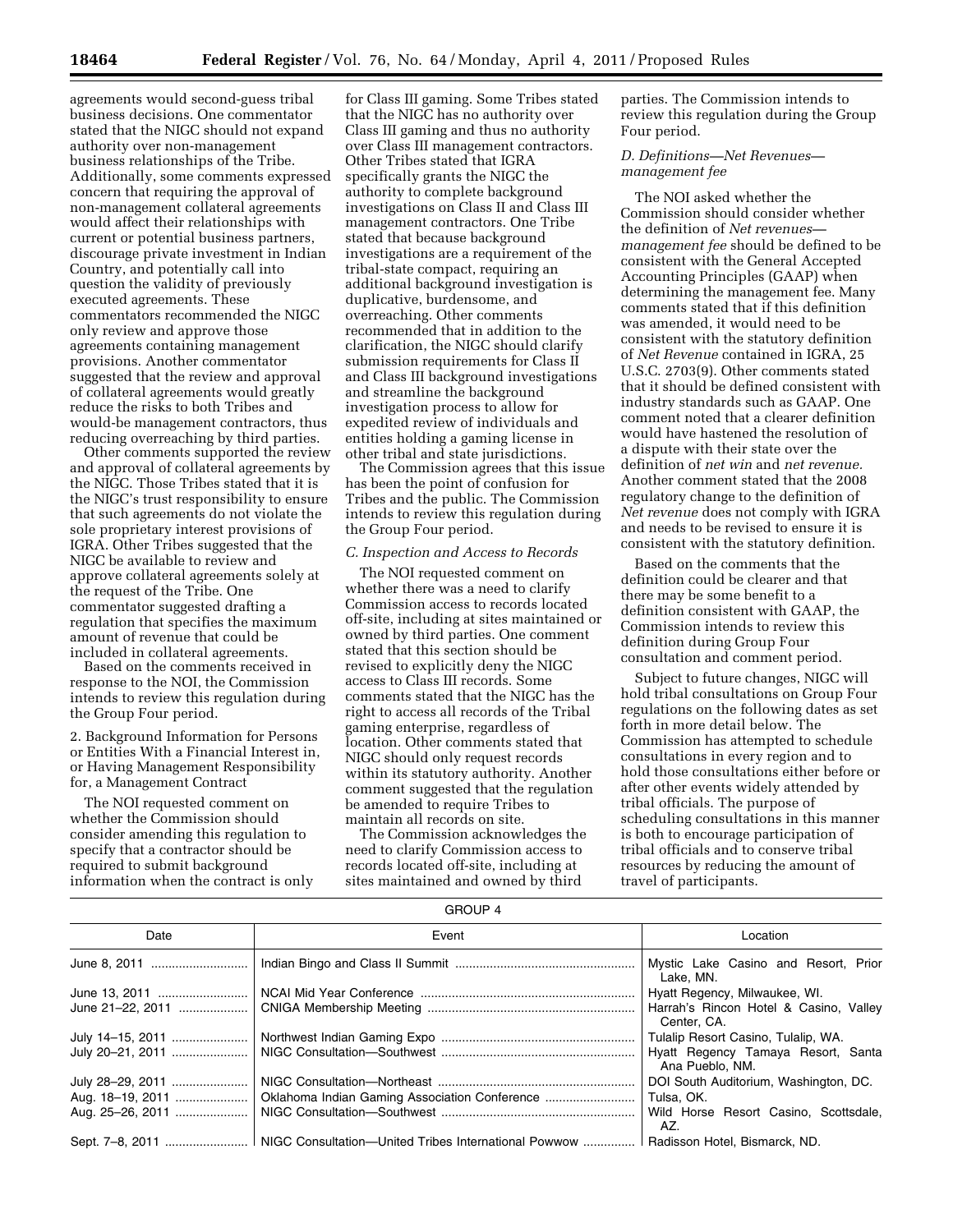agreements would second-guess tribal business decisions. One commentator stated that the NIGC should not expand authority over non-management business relationships of the Tribe. Additionally, some comments expressed concern that requiring the approval of non-management collateral agreements would affect their relationships with current or potential business partners, discourage private investment in Indian Country, and potentially call into question the validity of previously executed agreements. These commentators recommended the NIGC only review and approve those agreements containing management provisions. Another commentator suggested that the review and approval of collateral agreements would greatly reduce the risks to both Tribes and would-be management contractors, thus reducing overreaching by third parties.

Other comments supported the review and approval of collateral agreements by the NIGC. Those Tribes stated that it is the NIGC's trust responsibility to ensure that such agreements do not violate the sole proprietary interest provisions of IGRA. Other Tribes suggested that the NIGC be available to review and approve collateral agreements solely at the request of the Tribe. One commentator suggested drafting a regulation that specifies the maximum amount of revenue that could be included in collateral agreements.

Based on the comments received in response to the NOI, the Commission intends to review this regulation during the Group Four period.

2. Background Information for Persons or Entities With a Financial Interest in, or Having Management Responsibility for, a Management Contract

The NOI requested comment on whether the Commission should consider amending this regulation to specify that a contractor should be required to submit background information when the contract is only for Class III gaming. Some Tribes stated that the NIGC has no authority over Class III gaming and thus no authority over Class III management contractors. Other Tribes stated that IGRA specifically grants the NIGC the authority to complete background investigations on Class II and Class III management contractors. One Tribe stated that because background investigations are a requirement of the tribal-state compact, requiring an additional background investigation is duplicative, burdensome, and overreaching. Other comments recommended that in addition to the clarification, the NIGC should clarify submission requirements for Class II and Class III background investigations and streamline the background investigation process to allow for expedited review of individuals and entities holding a gaming license in other tribal and state jurisdictions.

The Commission agrees that this issue has been the point of confusion for Tribes and the public. The Commission intends to review this regulation during the Group Four period.

*C. Inspection and Access to Records*

The NOI requested comment on whether there was a need to clarify Commission access to records located off-site, including at sites maintained or owned by third parties. One comment stated that this section should be revised to explicitly deny the NIGC access to Class III records. Some comments stated that the NIGC has the right to access all records of the Tribal gaming enterprise, regardless of location. Other comments stated that NIGC should only request records within its statutory authority. Another comment suggested that the regulation be amended to require Tribes to maintain all records on site.

The Commission acknowledges the need to clarify Commission access to records located off-site, including at sites maintained and owned by third parties. The Commission intends to review this regulation during the Group Four period.

*D. Definitions—Net Revenues—management fee*

The NOI asked whether the Commission should consider whether the definition of *Net revenues—management fee* should be defined to be consistent with the General Accepted Accounting Principles (GAAP) when determining the management fee. Many comments stated that if this definition was amended, it would need to be consistent with the statutory definition of *Net Revenue* contained in IGRA, 25 U.S.C. 2703(9). Other comments stated that it should be defined consistent with industry standards such as GAAP. One comment noted that a clearer definition would have hastened the resolution of a dispute with their state over the definition of *net win* and *net revenue.* Another comment stated that the 2008 regulatory change to the definition of *Net revenue* does not comply with IGRA and needs to be revised to ensure it is consistent with the statutory definition.

Based on the comments that the definition could be clearer and that there may be some benefit to a definition consistent with GAAP, the Commission intends to review this definition during Group Four consultation and comment period.

Subject to future changes, NIGC will hold tribal consultations on Group Four regulations on the following dates as set forth in more detail below. The Commission has attempted to schedule consultations in every region and to hold those consultations either before or after other events widely attended by tribal officials. The purpose of scheduling consultations in this manner is both to encourage participation of tribal officials and to conserve tribal resources by reducing the amount of travel of participants.

GROUP 4

| Date | Event | Location |
|---|---|---|
| June 8, 2011 | Indian Bingo and Class II Summit | Mystic Lake Casino and Resort, Prior Lake, MN. |
| June 13, 2011 | NCAI Mid Year Conference | Hyatt Regency, Milwaukee, WI. |
| June 21–22, 2011 | CNIGA Membership Meeting | Harrah's Rincon Hotel & Casino, Valley Center, CA. |
| July 14–15, 2011 | Northwest Indian Gaming Expo | Tulalip Resort Casino, Tulalip, WA. |
| July 20–21, 2011 | NIGC Consultation—Southwest | Hyatt Regency Tamaya Resort, Santa Ana Pueblo, NM. |
| July 28–29, 2011 | NIGC Consultation—Northeast | DOI South Auditorium, Washington, DC. |
| Aug. 18–19, 2011 | Oklahoma Indian Gaming Association Conference | Tulsa, OK. |
| Aug. 25–26, 2011 | NIGC Consultation—Southwest | Wild Horse Resort Casino, Scottsdale, AZ. |
| Sept. 7–8, 2011 | NIGC Consultation—United Tribes International Powwow | Radisson Hotel, Bismarck, ND. |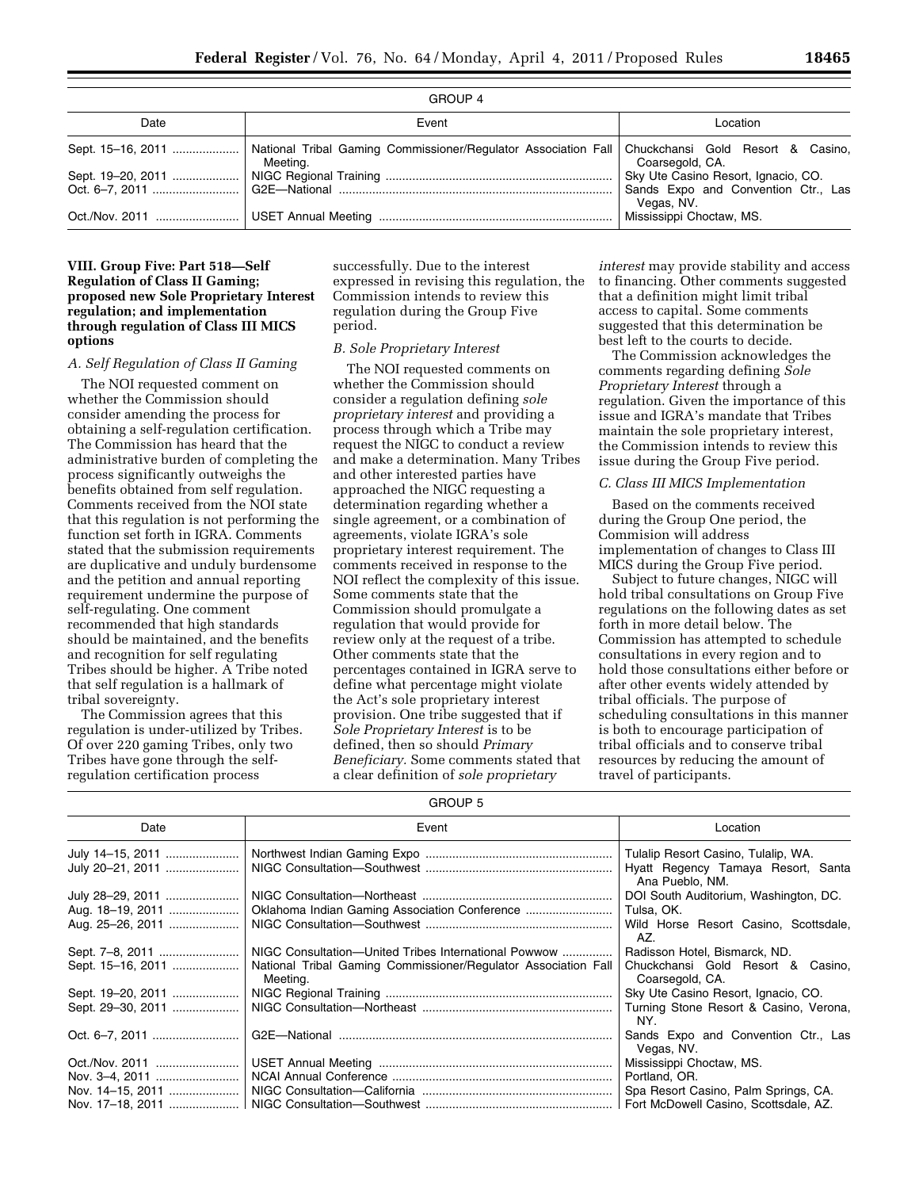GROUP 4

| Date | Event | Location |
| --- | --- | --- |
| Sept. 15–16, 2011 | National Tribal Gaming Commissioner/Regulator Association Fall Meeting. | Chuckchansi Gold Resort & Casino, Coarsegold, CA. |
| Sept. 19–20, 2011 | NIGC Regional Training | Sky Ute Casino Resort, Ignacio, CO. |
| Oct. 6–7, 2011 | G2E—National | Sands Expo and Convention Ctr., Las Vegas, NV. |
| Oct./Nov. 2011 | USET Annual Meeting | Mississippi Choctaw, MS. |

## VIII. Group Five: Part 518—Self Regulation of Class II Gaming; proposed new Sole Proprietary Interest regulation; and implementation through regulation of Class III MICS options

### A. Self Regulation of Class II Gaming

The NOI requested comment on whether the Commission should consider amending the process for obtaining a self-regulation certification. The Commission has heard that the administrative burden of completing the process significantly outweighs the benefits obtained from self regulation. Comments received from the NOI state that this regulation is not performing the function set forth in IGRA. Comments stated that the submission requirements are duplicative and unduly burdensome and the petition and annual reporting requirement undermine the purpose of self-regulating. One comment recommended that high standards should be maintained, and the benefits and recognition for self regulating Tribes should be higher. A Tribe noted that self regulation is a hallmark of tribal sovereignty.

The Commission agrees that this regulation is under-utilized by Tribes. Of over 220 gaming Tribes, only two Tribes have gone through the self-regulation certification process successfully. Due to the interest expressed in revising this regulation, the Commission intends to review this regulation during the Group Five period.

### B. Sole Proprietary Interest

The NOI requested comments on whether the Commission should consider a regulation defining *sole proprietary interest* and providing a process through which a Tribe may request the NIGC to conduct a review and make a determination. Many Tribes and other interested parties have approached the NIGC requesting a determination regarding whether a single agreement, or a combination of agreements, violate IGRA's sole proprietary interest requirement. The comments received in response to the NOI reflect the complexity of this issue. Some comments state that the Commission should promulgate a regulation that would provide for review only at the request of a tribe. Other comments state that the percentages contained in IGRA serve to define what percentage might violate the Act's sole proprietary interest provision. One tribe suggested that if *Sole Proprietary Interest* is to be defined, then so should *Primary Beneficiary.* Some comments stated that a clear definition of *sole proprietary interest* may provide stability and access to financing. Other comments suggested that a definition might limit tribal access to capital. Some comments suggested that this determination be best left to the courts to decide.

The Commission acknowledges the comments regarding defining *Sole Proprietary Interest* through a regulation. Given the importance of this issue and IGRA's mandate that Tribes maintain the sole proprietary interest, the Commission intends to review this issue during the Group Five period.

### C. Class III MICS Implementation

Based on the comments received during the Group One period, the Commision will address implementation of changes to Class III MICS during the Group Five period.

Subject to future changes, NIGC will hold tribal consultations on Group Five regulations on the following dates as set forth in more detail below. The Commission has attempted to schedule consultations in every region and to hold those consultations either before or after other events widely attended by tribal officials. The purpose of scheduling consultations in this manner is both to encourage participation of tribal officials and to conserve tribal resources by reducing the amount of travel of participants.

GROUP 5

| Date | Event | Location |
| --- | --- | --- |
| July 14–15, 2011 | Northwest Indian Gaming Expo | Tulalip Resort Casino, Tulalip, WA. |
| July 20–21, 2011 | NIGC Consultation—Southwest | Hyatt Regency Tamaya Resort, Santa Ana Pueblo, NM. |
| July 28–29, 2011 | NIGC Consultation—Northeast | DOI South Auditorium, Washington, DC. |
| Aug. 18–19, 2011 | Oklahoma Indian Gaming Association Conference | Tulsa, OK. |
| Aug. 25–26, 2011 | NIGC Consultation—Southwest | Wild Horse Resort Casino, Scottsdale, AZ. |
| Sept. 7–8, 2011 | NIGC Consultation—United Tribes International Powwow | Radisson Hotel, Bismarck, ND. |
| Sept. 15–16, 2011 | National Tribal Gaming Commissioner/Regulator Association Fall Meeting. | Chuckchansi Gold Resort & Casino, Coarsegold, CA. |
| Sept. 19–20, 2011 | NIGC Regional Training | Sky Ute Casino Resort, Ignacio, CO. |
| Sept. 29–30, 2011 | NIGC Consultation—Northeast | Turning Stone Resort & Casino, Verona, NY. |
| Oct. 6–7, 2011 | G2E—National | Sands Expo and Convention Ctr., Las Vegas, NV. |
| Oct./Nov. 2011 | USET Annual Meeting | Mississippi Choctaw, MS. |
| Nov. 3–4, 2011 | NCAI Annual Conference | Portland, OR. |
| Nov. 14–15, 2011 | NIGC Consultation—California | Spa Resort Casino, Palm Springs, CA. |
| Nov. 17–18, 2011 | NIGC Consultation—Southwest | Fort McDowell Casino, Scottsdale, AZ. |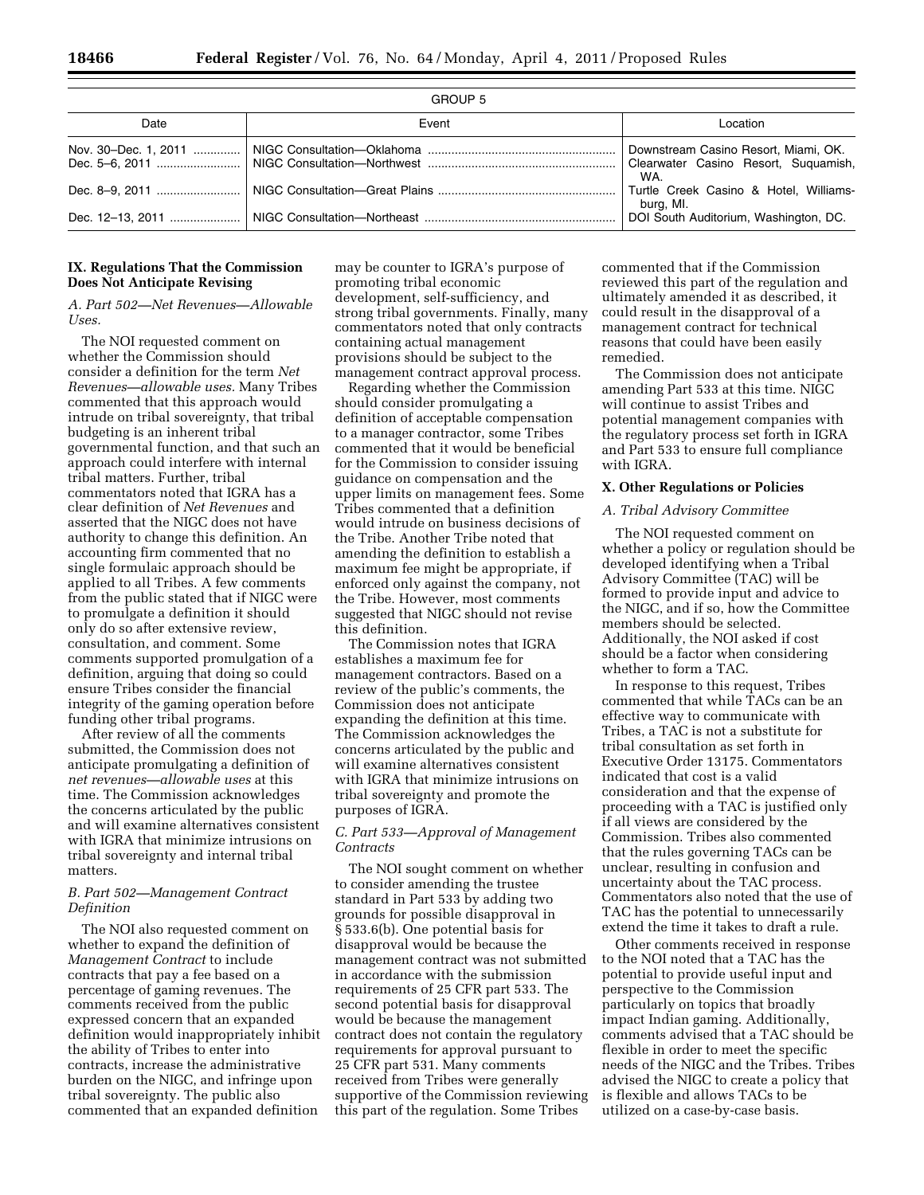GROUP 5

| Date | Event | Location |
|---|---|---|
| Nov. 30–Dec. 1, 2011 | NIGC Consultation—Oklahoma | Downstream Casino Resort, Miami, OK. |
| Dec. 5–6, 2011 | NIGC Consultation—Northwest | Clearwater Casino Resort, Suquamish, WA. |
| Dec. 8–9, 2011 | NIGC Consultation—Great Plains | Turtle Creek Casino & Hotel, Williamsburg, MI. |
| Dec. 12–13, 2011 | NIGC Consultation—Northeast | DOI South Auditorium, Washington, DC. |

## IX. Regulations That the Commission Does Not Anticipate Revising

### A. Part 502—Net Revenues—Allowable Uses.

The NOI requested comment on whether the Commission should consider a definition for the term *Net Revenues—allowable uses.* Many Tribes commented that this approach would intrude on tribal sovereignty, that tribal budgeting is an inherent tribal governmental function, and that such an approach could interfere with internal tribal matters. Further, tribal commentators noted that IGRA has a clear definition of *Net Revenues* and asserted that the NIGC does not have authority to change this definition. An accounting firm commented that no single formulaic approach should be applied to all Tribes. A few comments from the public stated that if NIGC were to promulgate a definition it should only do so after extensive review, consultation, and comment. Some comments supported promulgation of a definition, arguing that doing so could ensure Tribes consider the financial integrity of the gaming operation before funding other tribal programs.

After review of all the comments submitted, the Commission does not anticipate promulgating a definition of *net revenues—allowable uses* at this time. The Commission acknowledges the concerns articulated by the public and will examine alternatives consistent with IGRA that minimize intrusions on tribal sovereignty and internal tribal matters.

### B. Part 502—Management Contract Definition

The NOI also requested comment on whether to expand the definition of *Management Contract* to include contracts that pay a fee based on a percentage of gaming revenues. The comments received from the public expressed concern that an expanded definition would inappropriately inhibit the ability of Tribes to enter into contracts, increase the administrative burden on the NIGC, and infringe upon tribal sovereignty. The public also commented that an expanded definition may be counter to IGRA's purpose of promoting tribal economic development, self-sufficiency, and strong tribal governments. Finally, many commentators noted that only contracts containing actual management provisions should be subject to the management contract approval process.

Regarding whether the Commission should consider promulgating a definition of acceptable compensation to a manager contractor, some Tribes commented that it would be beneficial for the Commission to consider issuing guidance on compensation and the upper limits on management fees. Some Tribes commented that a definition would intrude on business decisions of the Tribe. Another Tribe noted that amending the definition to establish a maximum fee might be appropriate, if enforced only against the company, not the Tribe. However, most comments suggested that NIGC should not revise this definition.

The Commission notes that IGRA establishes a maximum fee for management contractors. Based on a review of the public's comments, the Commission does not anticipate expanding the definition at this time. The Commission acknowledges the concerns articulated by the public and will examine alternatives consistent with IGRA that minimize intrusions on tribal sovereignty and promote the purposes of IGRA.

### C. Part 533—Approval of Management Contracts

The NOI sought comment on whether to consider amending the trustee standard in Part 533 by adding two grounds for possible disapproval in § 533.6(b). One potential basis for disapproval would be because the management contract was not submitted in accordance with the submission requirements of 25 CFR part 533. The second potential basis for disapproval would be because the management contract does not contain the regulatory requirements for approval pursuant to 25 CFR part 531. Many comments received from Tribes were generally supportive of the Commission reviewing this part of the regulation. Some Tribes commented that if the Commission reviewed this part of the regulation and ultimately amended it as described, it could result in the disapproval of a management contract for technical reasons that could have been easily remedied.

The Commission does not anticipate amending Part 533 at this time. NIGC will continue to assist Tribes and potential management companies with the regulatory process set forth in IGRA and Part 533 to ensure full compliance with IGRA.

## X. Other Regulations or Policies

### A. Tribal Advisory Committee

The NOI requested comment on whether a policy or regulation should be developed identifying when a Tribal Advisory Committee (TAC) will be formed to provide input and advice to the NIGC, and if so, how the Committee members should be selected. Additionally, the NOI asked if cost should be a factor when considering whether to form a TAC.

In response to this request, Tribes commented that while TACs can be an effective way to communicate with Tribes, a TAC is not a substitute for tribal consultation as set forth in Executive Order 13175. Commentators indicated that cost is a valid consideration and that the expense of proceeding with a TAC is justified only if all views are considered by the Commission. Tribes also commented that the rules governing TACs can be unclear, resulting in confusion and uncertainty about the TAC process. Commentators also noted that the use of TAC has the potential to unnecessarily extend the time it takes to draft a rule.

Other comments received in response to the NOI noted that a TAC has the potential to provide useful input and perspective to the Commission particularly on topics that broadly impact Indian gaming. Additionally, comments advised that a TAC should be flexible in order to meet the specific needs of the NIGC and the Tribes. Tribes advised the NIGC to create a policy that is flexible and allows TACs to be utilized on a case-by-case basis.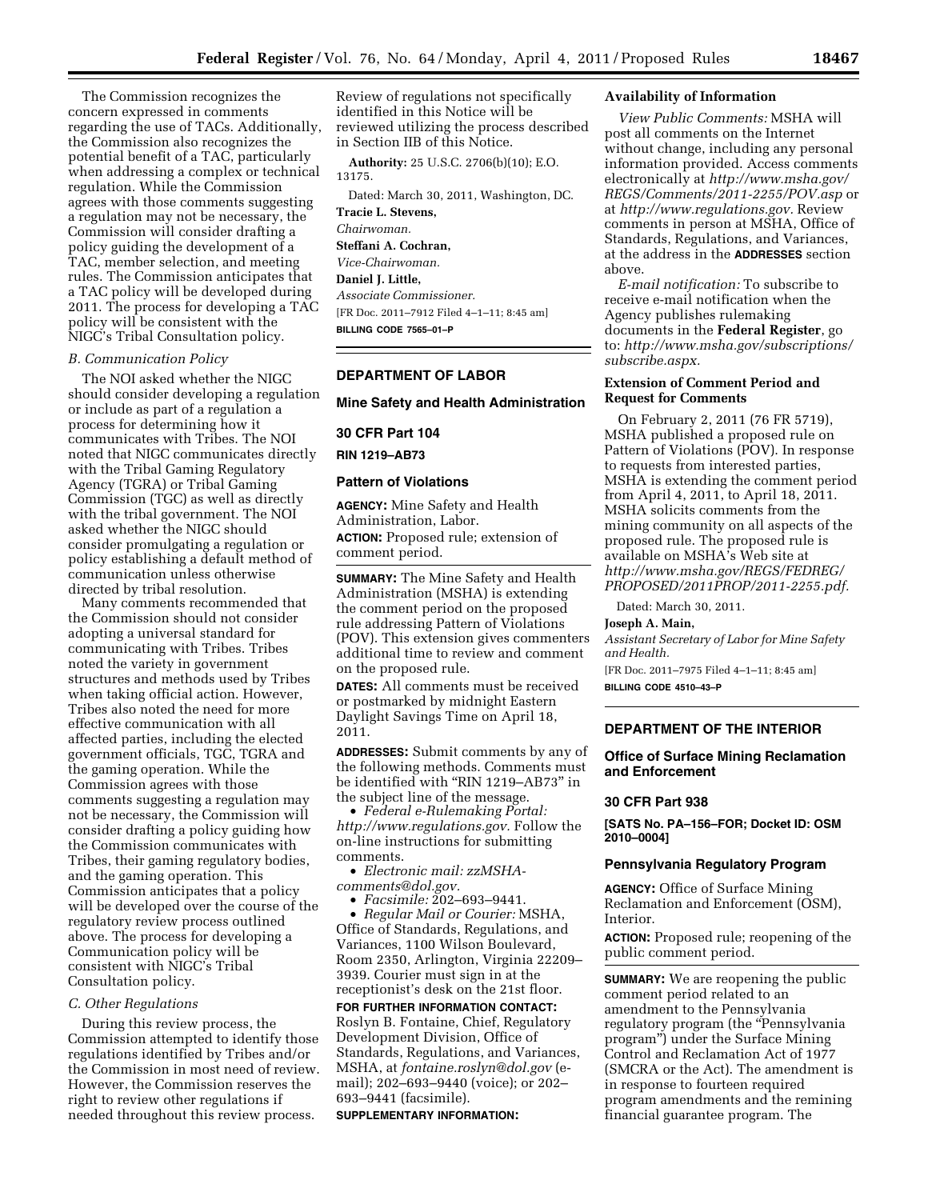The Commission recognizes the concern expressed in comments regarding the use of TACs. Additionally, the Commission also recognizes the potential benefit of a TAC, particularly when addressing a complex or technical regulation. While the Commission agrees with those comments suggesting a regulation may not be necessary, the Commission will consider drafting a policy guiding the development of a TAC, member selection, and meeting rules. The Commission anticipates that a TAC policy will be developed during 2011. The process for developing a TAC policy will be consistent with the NIGC's Tribal Consultation policy.

### *B. Communication Policy*

The NOI asked whether the NIGC should consider developing a regulation or include as part of a regulation a process for determining how it communicates with Tribes. The NOI noted that NIGC communicates directly with the Tribal Gaming Regulatory Agency (TGRA) or Tribal Gaming Commission (TGC) as well as directly with the tribal government. The NOI asked whether the NIGC should consider promulgating a regulation or policy establishing a default method of communication unless otherwise directed by tribal resolution.

Many comments recommended that the Commission should not consider adopting a universal standard for communicating with Tribes. Tribes noted the variety in government structures and methods used by Tribes when taking official action. However, Tribes also noted the need for more effective communication with all affected parties, including the elected government officials, TGC, TGRA and the gaming operation. While the Commission agrees with those comments suggesting a regulation may not be necessary, the Commission will consider drafting a policy guiding how the Commission communicates with Tribes, their gaming regulatory bodies, and the gaming operation. This Commission anticipates that a policy will be developed over the course of the regulatory review process outlined above. The process for developing a Communication policy will be consistent with NIGC's Tribal Consultation policy.

### *C. Other Regulations*

During this review process, the Commission attempted to identify those regulations identified by Tribes and/or the Commission in most need of review. However, the Commission reserves the right to review other regulations if needed throughout this review process. Review of regulations not specifically identified in this Notice will be reviewed utilizing the process described in Section IIB of this Notice.

**Authority:** 25 U.S.C. 2706(b)(10); E.O. 13175.

Dated: March 30, 2011, Washington, DC.

**Tracie L. Stevens,**
*Chairwoman.*

**Steffani A. Cochran,**
*Vice-Chairwoman.*

**Daniel J. Little,**
*Associate Commissioner.*

[FR Doc. 2011–7912 Filed 4–1–11; 8:45 am]

**BILLING CODE 7565–01–P**

---

## DEPARTMENT OF LABOR

### Mine Safety and Health Administration

### 30 CFR Part 104

**RIN 1219–AB73**

### Pattern of Violations

**AGENCY:** Mine Safety and Health Administration, Labor.

**ACTION:** Proposed rule; extension of comment period.

**SUMMARY:** The Mine Safety and Health Administration (MSHA) is extending the comment period on the proposed rule addressing Pattern of Violations (POV). This extension gives commenters additional time to review and comment on the proposed rule.

**DATES:** All comments must be received or postmarked by midnight Eastern Daylight Savings Time on April 18, 2011.

**ADDRESSES:** Submit comments by any of the following methods. Comments must be identified with "RIN 1219–AB73" in the subject line of the message.

- *Federal e-Rulemaking Portal: http://www.regulations.gov.* Follow the on-line instructions for submitting comments.
- *Electronic mail: zzMSHA-comments@dol.gov.*
- *Facsimile:* 202–693–9441.
- *Regular Mail or Courier:* MSHA, Office of Standards, Regulations, and Variances, 1100 Wilson Boulevard, Room 2350, Arlington, Virginia 22209–3939. Courier must sign in at the receptionist's desk on the 21st floor.

**FOR FURTHER INFORMATION CONTACT:** Roslyn B. Fontaine, Chief, Regulatory Development Division, Office of Standards, Regulations, and Variances, MSHA, at *fontaine.roslyn@dol.gov* (e-mail); 202–693–9440 (voice); or 202–693–9441 (facsimile).

**SUPPLEMENTARY INFORMATION:**

### Availability of Information

*View Public Comments:* MSHA will post all comments on the Internet without change, including any personal information provided. Access comments electronically at *http://www.msha.gov/REGS/Comments/2011-2255/POV.asp* or at *http://www.regulations.gov.* Review comments in person at MSHA, Office of Standards, Regulations, and Variances, at the address in the **ADDRESSES** section above.

*E-mail notification:* To subscribe to receive e-mail notification when the Agency publishes rulemaking documents in the **Federal Register**, go to: *http://www.msha.gov/subscriptions/subscribe.aspx.*

### Extension of Comment Period and Request for Comments

On February 2, 2011 (76 FR 5719), MSHA published a proposed rule on Pattern of Violations (POV). In response to requests from interested parties, MSHA is extending the comment period from April 4, 2011, to April 18, 2011. MSHA solicits comments from the mining community on all aspects of the proposed rule. The proposed rule is available on MSHA's Web site at *http://www.msha.gov/REGS/FEDREG/PROPOSED/2011PROP/2011-2255.pdf.*

Dated: March 30, 2011.

**Joseph A. Main,**
*Assistant Secretary of Labor for Mine Safety and Health.*

[FR Doc. 2011–7975 Filed 4–1–11; 8:45 am]

**BILLING CODE 4510–43–P**

---

## DEPARTMENT OF THE INTERIOR

### Office of Surface Mining Reclamation and Enforcement

### 30 CFR Part 938

**[SATS No. PA–156–FOR; Docket ID: OSM 2010–0004]**

### Pennsylvania Regulatory Program

**AGENCY:** Office of Surface Mining Reclamation and Enforcement (OSM), Interior.

**ACTION:** Proposed rule; reopening of the public comment period.

**SUMMARY:** We are reopening the public comment period related to an amendment to the Pennsylvania regulatory program (the "Pennsylvania program") under the Surface Mining Control and Reclamation Act of 1977 (SMCRA or the Act). The amendment is in response to fourteen required program amendments and the remining financial guarantee program. The